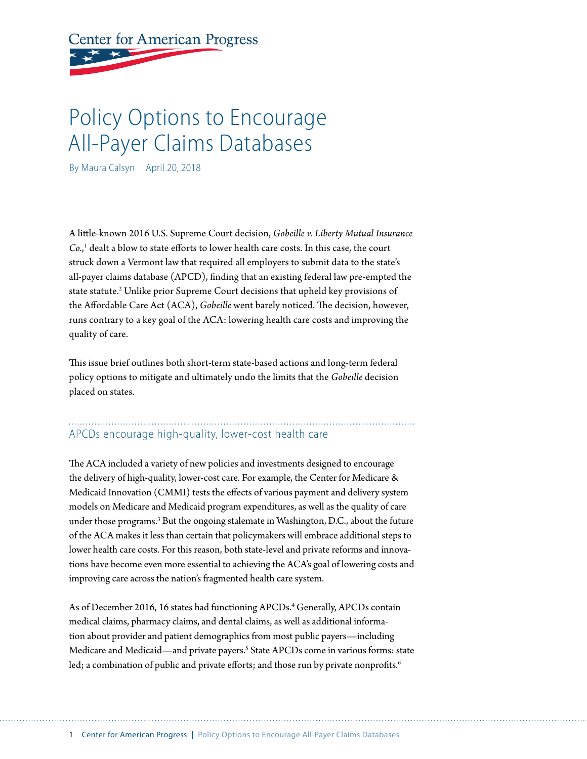Center for American Progress

# Policy Options to Encourage All-Payer Claims Databases

By Maura Calsyn April 20, 2018

A little-known 2016 U.S. Supreme Court decision, *Gobeille v. Liberty Mutual Insurance Co.*,[1] dealt a blow to state efforts to lower health care costs. In this case, the court struck down a Vermont law that required all employers to submit data to the state's all-payer claims database (APCD), finding that an existing federal law pre-empted the state statute.[2] Unlike prior Supreme Court decisions that upheld key provisions of the Affordable Care Act (ACA), *Gobeille* went barely noticed. The decision, however, runs contrary to a key goal of the ACA: lowering health care costs and improving the quality of care.

This issue brief outlines both short-term state-based actions and long-term federal policy options to mitigate and ultimately undo the limits that the *Gobeille* decision placed on states.

## APCDs encourage high-quality, lower-cost health care

The ACA included a variety of new policies and investments designed to encourage the delivery of high-quality, lower-cost care. For example, the Center for Medicare & Medicaid Innovation (CMMI) tests the effects of various payment and delivery system models on Medicare and Medicaid program expenditures, as well as the quality of care under those programs.[3] But the ongoing stalemate in Washington, D.C., about the future of the ACA makes it less than certain that policymakers will embrace additional steps to lower health care costs. For this reason, both state-level and private reforms and innovations have become even more essential to achieving the ACA's goal of lowering costs and improving care across the nation's fragmented health care system.

As of December 2016, 16 states had functioning APCDs.[4] Generally, APCDs contain medical claims, pharmacy claims, and dental claims, as well as additional information about provider and patient demographics from most public payers—including Medicare and Medicaid—and private payers.[5] State APCDs come in various forms: state led; a combination of public and private efforts; and those run by private nonprofits.[6]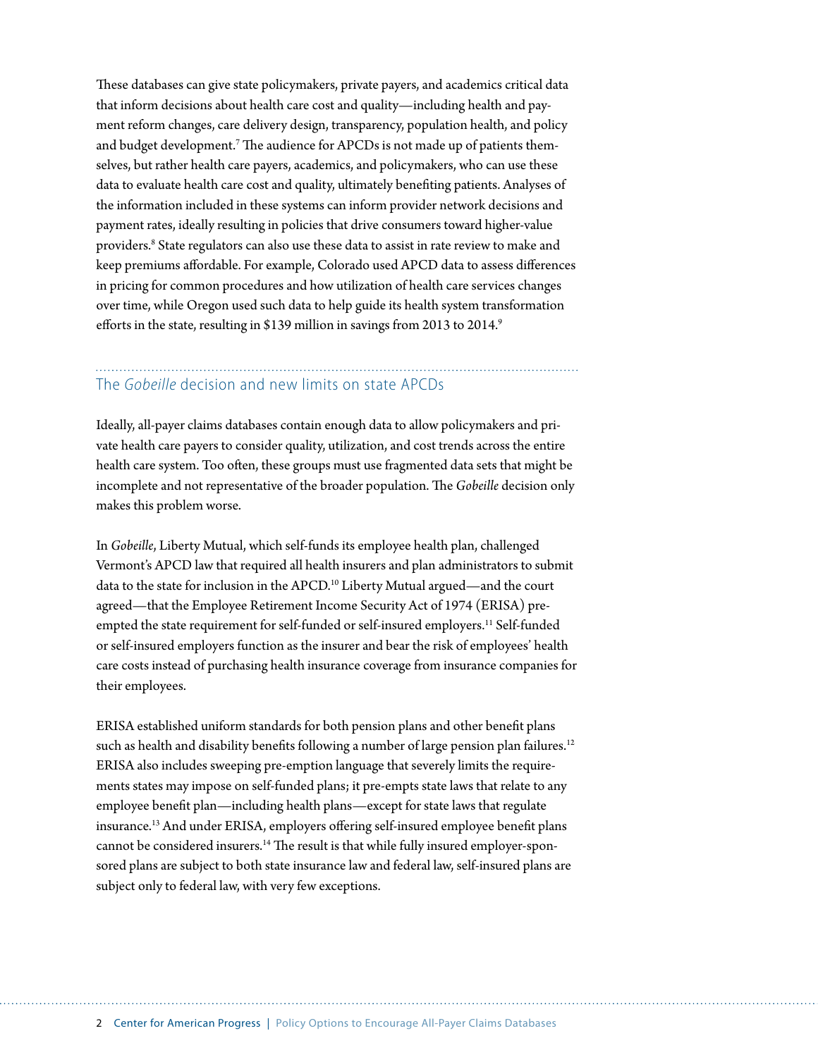These databases can give state policymakers, private payers, and academics critical data that inform decisions about health care cost and quality—including health and payment reform changes, care delivery design, transparency, population health, and policy and budget development.[7] The audience for APCDs is not made up of patients themselves, but rather health care payers, academics, and policymakers, who can use these data to evaluate health care cost and quality, ultimately benefiting patients. Analyses of the information included in these systems can inform provider network decisions and payment rates, ideally resulting in policies that drive consumers toward higher-value providers.[8] State regulators can also use these data to assist in rate review to make and keep premiums affordable. For example, Colorado used APCD data to assess differences in pricing for common procedures and how utilization of health care services changes over time, while Oregon used such data to help guide its health system transformation efforts in the state, resulting in $139 million in savings from 2013 to 2014.[9]

## The *Gobeille* decision and new limits on state APCDs

Ideally, all-payer claims databases contain enough data to allow policymakers and private health care payers to consider quality, utilization, and cost trends across the entire health care system. Too often, these groups must use fragmented data sets that might be incomplete and not representative of the broader population. The *Gobeille* decision only makes this problem worse.

In *Gobeille*, Liberty Mutual, which self-funds its employee health plan, challenged Vermont's APCD law that required all health insurers and plan administrators to submit data to the state for inclusion in the APCD.[10] Liberty Mutual argued—and the court agreed—that the Employee Retirement Income Security Act of 1974 (ERISA) pre-empted the state requirement for self-funded or self-insured employers.[11] Self-funded or self-insured employers function as the insurer and bear the risk of employees' health care costs instead of purchasing health insurance coverage from insurance companies for their employees.

ERISA established uniform standards for both pension plans and other benefit plans such as health and disability benefits following a number of large pension plan failures.[12] ERISA also includes sweeping pre-emption language that severely limits the requirements states may impose on self-funded plans; it pre-empts state laws that relate to any employee benefit plan—including health plans—except for state laws that regulate insurance.[13] And under ERISA, employers offering self-insured employee benefit plans cannot be considered insurers.[14] The result is that while fully insured employer-sponsored plans are subject to both state insurance law and federal law, self-insured plans are subject only to federal law, with very few exceptions.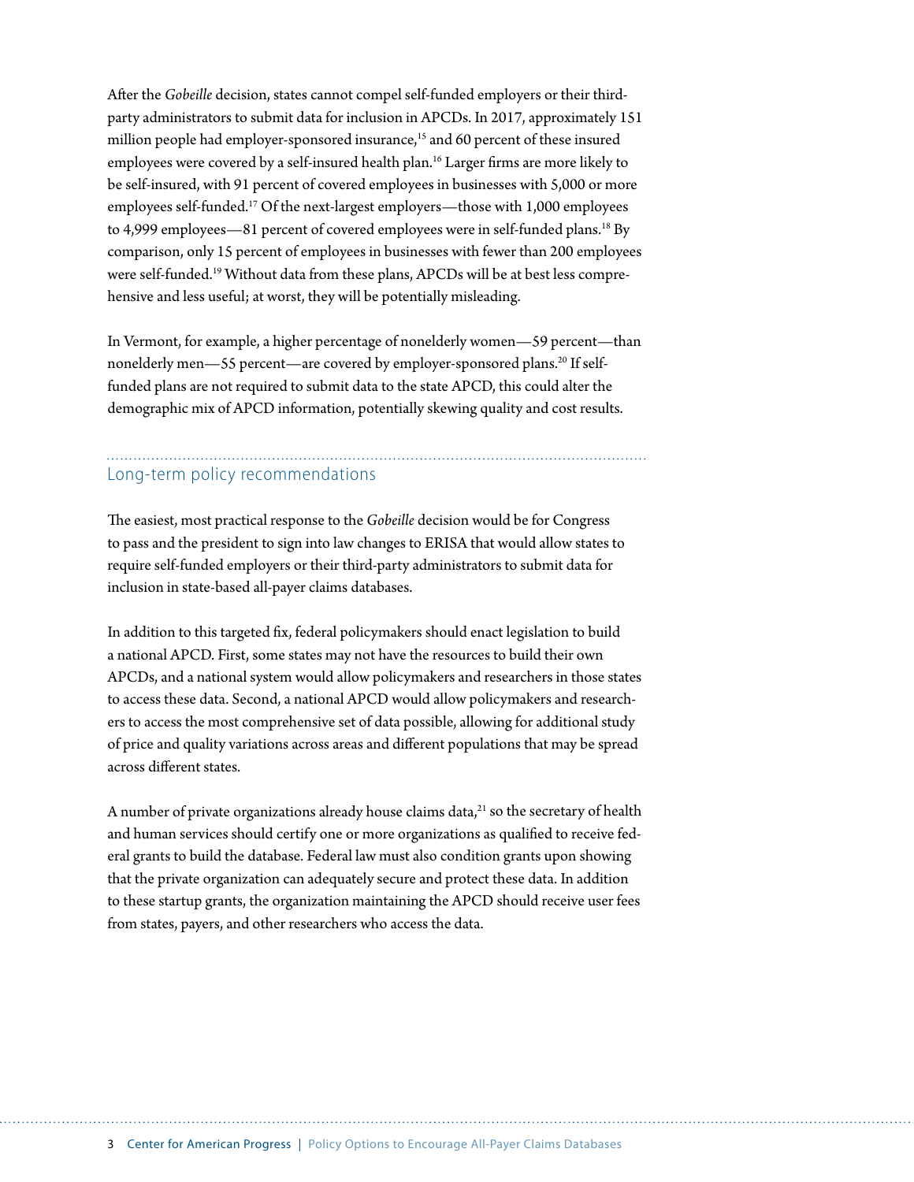After the *Gobeille* decision, states cannot compel self-funded employers or their third-party administrators to submit data for inclusion in APCDs. In 2017, approximately 151 million people had employer-sponsored insurance,[15] and 60 percent of these insured employees were covered by a self-insured health plan.[16] Larger firms are more likely to be self-insured, with 91 percent of covered employees in businesses with 5,000 or more employees self-funded.[17] Of the next-largest employers—those with 1,000 employees to 4,999 employees—81 percent of covered employees were in self-funded plans.[18] By comparison, only 15 percent of employees in businesses with fewer than 200 employees were self-funded.[19] Without data from these plans, APCDs will be at best less comprehensive and less useful; at worst, they will be potentially misleading.

In Vermont, for example, a higher percentage of nonelderly women—59 percent—than nonelderly men—55 percent—are covered by employer-sponsored plans.[20] If self-funded plans are not required to submit data to the state APCD, this could alter the demographic mix of APCD information, potentially skewing quality and cost results.

## Long-term policy recommendations

The easiest, most practical response to the *Gobeille* decision would be for Congress to pass and the president to sign into law changes to ERISA that would allow states to require self-funded employers or their third-party administrators to submit data for inclusion in state-based all-payer claims databases.

In addition to this targeted fix, federal policymakers should enact legislation to build a national APCD. First, some states may not have the resources to build their own APCDs, and a national system would allow policymakers and researchers in those states to access these data. Second, a national APCD would allow policymakers and researchers to access the most comprehensive set of data possible, allowing for additional study of price and quality variations across areas and different populations that may be spread across different states.

A number of private organizations already house claims data,[21] so the secretary of health and human services should certify one or more organizations as qualified to receive federal grants to build the database. Federal law must also condition grants upon showing that the private organization can adequately secure and protect these data. In addition to these startup grants, the organization maintaining the APCD should receive user fees from states, payers, and other researchers who access the data.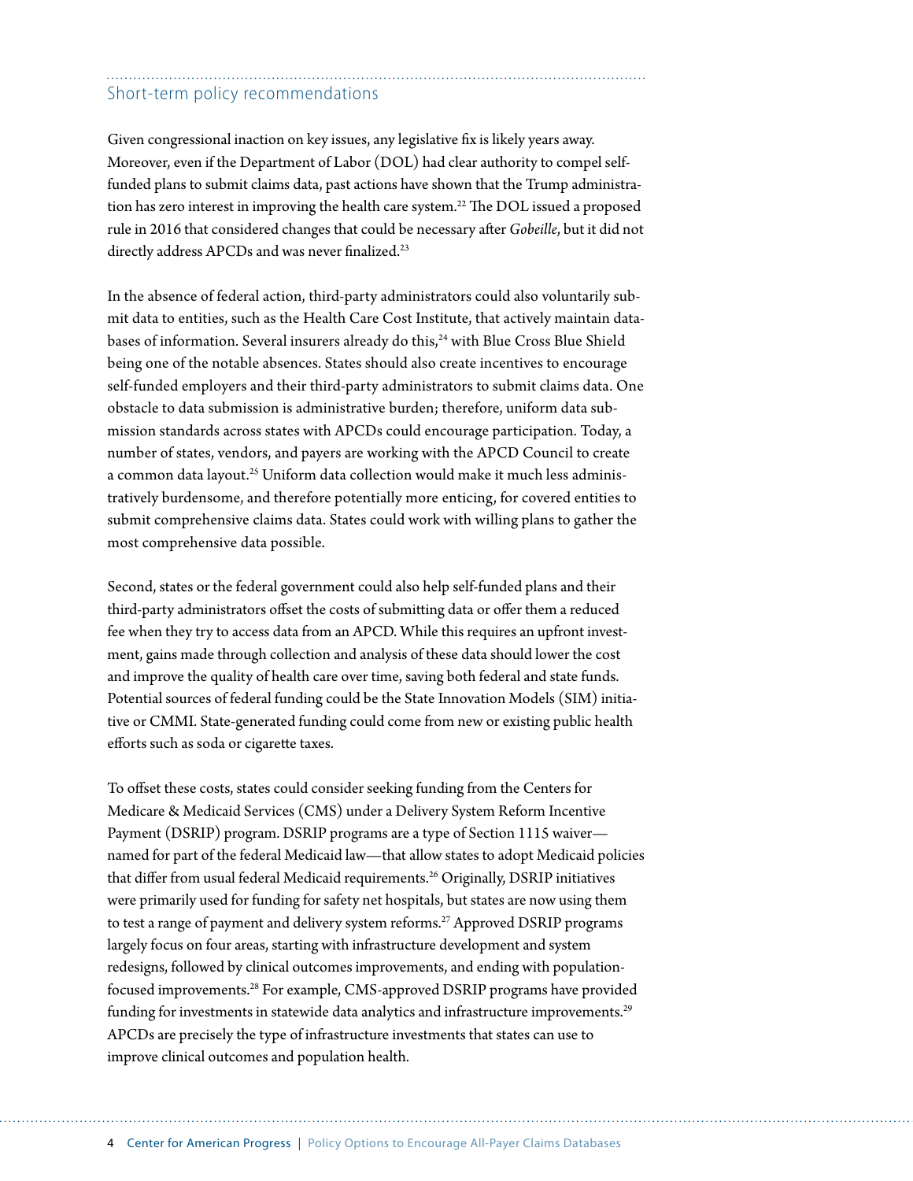## Short-term policy recommendations

Given congressional inaction on key issues, any legislative fix is likely years away. Moreover, even if the Department of Labor (DOL) had clear authority to compel self-funded plans to submit claims data, past actions have shown that the Trump administration has zero interest in improving the health care system.[22] The DOL issued a proposed rule in 2016 that considered changes that could be necessary after *Gobeille*, but it did not directly address APCDs and was never finalized.[23]

In the absence of federal action, third-party administrators could also voluntarily submit data to entities, such as the Health Care Cost Institute, that actively maintain databases of information. Several insurers already do this,[24] with Blue Cross Blue Shield being one of the notable absences. States should also create incentives to encourage self-funded employers and their third-party administrators to submit claims data. One obstacle to data submission is administrative burden; therefore, uniform data submission standards across states with APCDs could encourage participation. Today, a number of states, vendors, and payers are working with the APCD Council to create a common data layout.[25] Uniform data collection would make it much less administratively burdensome, and therefore potentially more enticing, for covered entities to submit comprehensive claims data. States could work with willing plans to gather the most comprehensive data possible.

Second, states or the federal government could also help self-funded plans and their third-party administrators offset the costs of submitting data or offer them a reduced fee when they try to access data from an APCD. While this requires an upfront investment, gains made through collection and analysis of these data should lower the cost and improve the quality of health care over time, saving both federal and state funds. Potential sources of federal funding could be the State Innovation Models (SIM) initiative or CMMI. State-generated funding could come from new or existing public health efforts such as soda or cigarette taxes.

To offset these costs, states could consider seeking funding from the Centers for Medicare & Medicaid Services (CMS) under a Delivery System Reform Incentive Payment (DSRIP) program. DSRIP programs are a type of Section 1115 waiver—named for part of the federal Medicaid law—that allow states to adopt Medicaid policies that differ from usual federal Medicaid requirements.[26] Originally, DSRIP initiatives were primarily used for funding for safety net hospitals, but states are now using them to test a range of payment and delivery system reforms.[27] Approved DSRIP programs largely focus on four areas, starting with infrastructure development and system redesigns, followed by clinical outcomes improvements, and ending with population-focused improvements.[28] For example, CMS-approved DSRIP programs have provided funding for investments in statewide data analytics and infrastructure improvements.[29] APCDs are precisely the type of infrastructure investments that states can use to improve clinical outcomes and population health.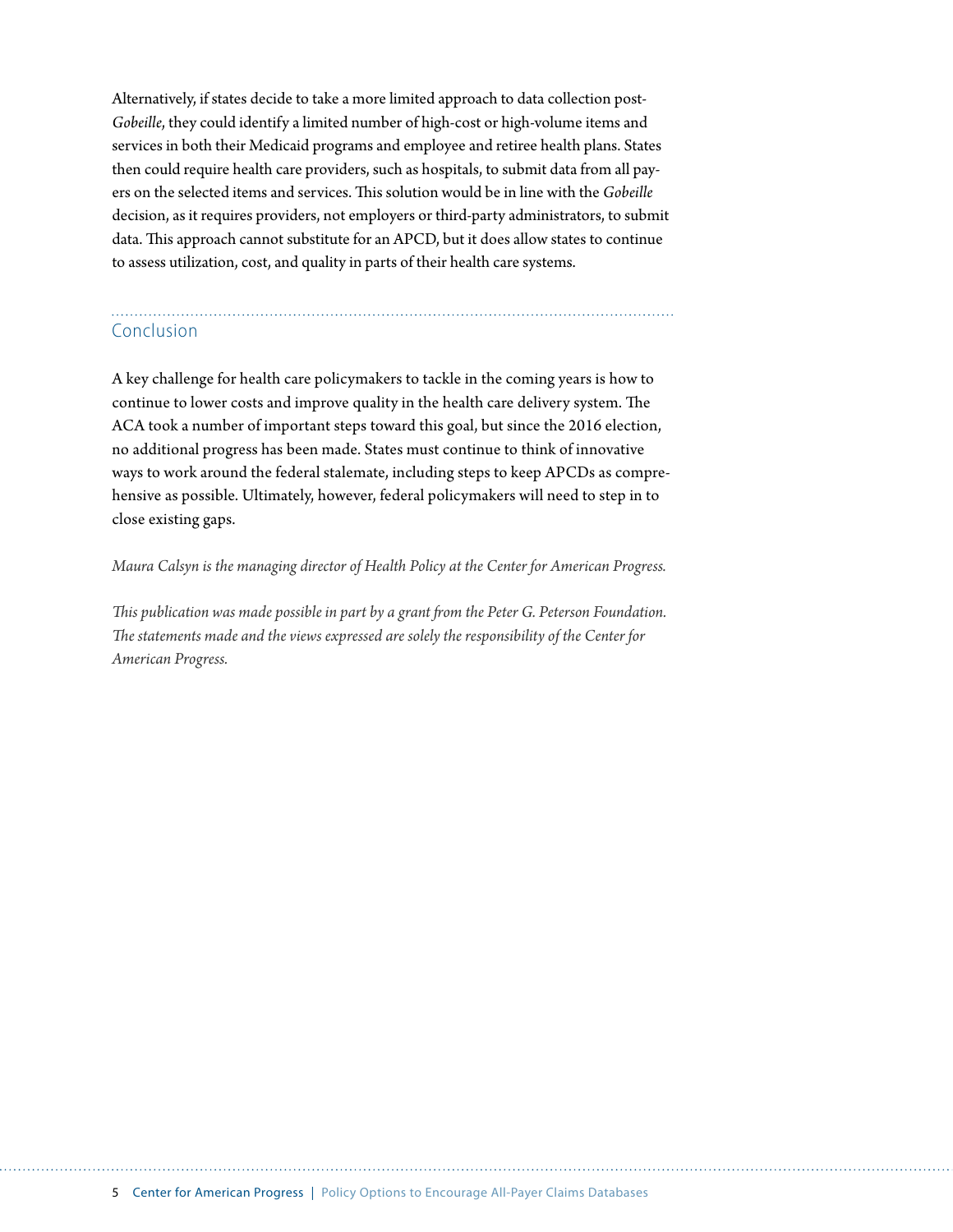Alternatively, if states decide to take a more limited approach to data collection post-*Gobeille*, they could identify a limited number of high-cost or high-volume items and services in both their Medicaid programs and employee and retiree health plans. States then could require health care providers, such as hospitals, to submit data from all payers on the selected items and services. This solution would be in line with the *Gobeille* decision, as it requires providers, not employers or third-party administrators, to submit data. This approach cannot substitute for an APCD, but it does allow states to continue to assess utilization, cost, and quality in parts of their health care systems.

## Conclusion

A key challenge for health care policymakers to tackle in the coming years is how to continue to lower costs and improve quality in the health care delivery system. The ACA took a number of important steps toward this goal, but since the 2016 election, no additional progress has been made. States must continue to think of innovative ways to work around the federal stalemate, including steps to keep APCDs as comprehensive as possible. Ultimately, however, federal policymakers will need to step in to close existing gaps.

*Maura Calsyn is the managing director of Health Policy at the Center for American Progress.*

*This publication was made possible in part by a grant from the Peter G. Peterson Foundation. The statements made and the views expressed are solely the responsibility of the Center for American Progress.*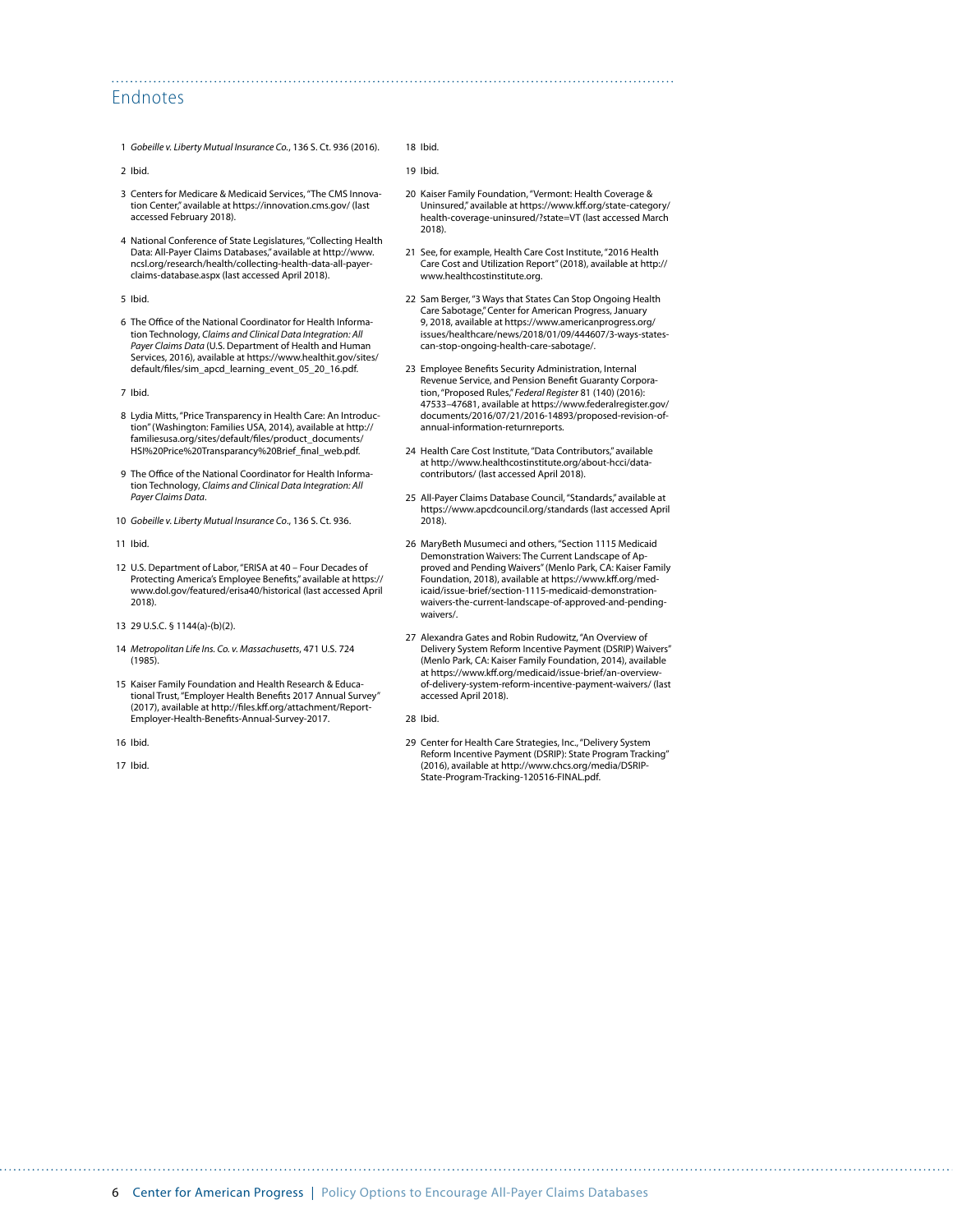## Endnotes

1 *Gobeille v. Liberty Mutual Insurance Co.*, 136 S. Ct. 936 (2016).

2 Ibid.

3 Centers for Medicare & Medicaid Services, "The CMS Innovation Center," available at https://innovation.cms.gov/ (last accessed February 2018).

4 National Conference of State Legislatures, "Collecting Health Data: All-Payer Claims Databases," available at http://www.ncsl.org/research/health/collecting-health-data-all-payer-claims-database.aspx (last accessed April 2018).

5 Ibid.

6 The Office of the National Coordinator for Health Information Technology, *Claims and Clinical Data Integration: All Payer Claims Data* (U.S. Department of Health and Human Services, 2016), available at https://www.healthit.gov/sites/default/files/sim_apcd_learning_event_05_20_16.pdf.

7 Ibid.

8 Lydia Mitts, "Price Transparency in Health Care: An Introduction" (Washington: Families USA, 2014), available at http://familiesusa.org/sites/default/files/product_documents/HSI%20Price%20Transparancy%20Brief_final_web.pdf.

9 The Office of the National Coordinator for Health Information Technology, *Claims and Clinical Data Integration: All Payer Claims Data*.

10 *Gobeille v. Liberty Mutual Insurance Co.*, 136 S. Ct. 936.

11 Ibid.

12 U.S. Department of Labor, "ERISA at 40 – Four Decades of Protecting America's Employee Benefits," available at https://www.dol.gov/featured/erisa40/historical (last accessed April 2018).

13 29 U.S.C. § 1144(a)-(b)(2).

14 *Metropolitan Life Ins. Co. v. Massachusetts*, 471 U.S. 724 (1985).

15 Kaiser Family Foundation and Health Research & Educational Trust, "Employer Health Benefits 2017 Annual Survey" (2017), available at http://files.kff.org/attachment/Report-Employer-Health-Benefits-Annual-Survey-2017.

16 Ibid.

17 Ibid.

18 Ibid.

19 Ibid.

20 Kaiser Family Foundation, "Vermont: Health Coverage & Uninsured," available at https://www.kff.org/state-category/health-coverage-uninsured/?state=VT (last accessed March 2018).

21 See, for example, Health Care Cost Institute, "2016 Health Care Cost and Utilization Report" (2018), available at http://www.healthcostinstitute.org.

22 Sam Berger, "3 Ways that States Can Stop Ongoing Health Care Sabotage," Center for American Progress, January 9, 2018, available at https://www.americanprogress.org/issues/healthcare/news/2018/01/09/444607/3-ways-states-can-stop-ongoing-health-care-sabotage/.

23 Employee Benefits Security Administration, Internal Revenue Service, and Pension Benefit Guaranty Corporation, "Proposed Rules," *Federal Register* 81 (140) (2016): 47533–47681, available at https://www.federalregister.gov/documents/2016/07/21/2016-14893/proposed-revision-of-annual-information-returnreports.

24 Health Care Cost Institute, "Data Contributors," available at http://www.healthcostinstitute.org/about-hcci/data-contributors/ (last accessed April 2018).

25 All-Payer Claims Database Council, "Standards," available at https://www.apcdcouncil.org/standards (last accessed April 2018).

26 MaryBeth Musumeci and others, "Section 1115 Medicaid Demonstration Waivers: The Current Landscape of Approved and Pending Waivers" (Menlo Park, CA: Kaiser Family Foundation, 2018), available at https://www.kff.org/medicaid/issue-brief/section-1115-medicaid-demonstration-waivers-the-current-landscape-of-approved-and-pending-waivers/.

27 Alexandra Gates and Robin Rudowitz, "An Overview of Delivery System Reform Incentive Payment (DSRIP) Waivers" (Menlo Park, CA: Kaiser Family Foundation, 2014), available at https://www.kff.org/medicaid/issue-brief/an-overview-of-delivery-system-reform-incentive-payment-waivers/ (last accessed April 2018).

28 Ibid.

29 Center for Health Care Strategies, Inc., "Delivery System Reform Incentive Payment (DSRIP): State Program Tracking" (2016), available at http://www.chcs.org/media/DSRIP-State-Program-Tracking-120516-FINAL.pdf.